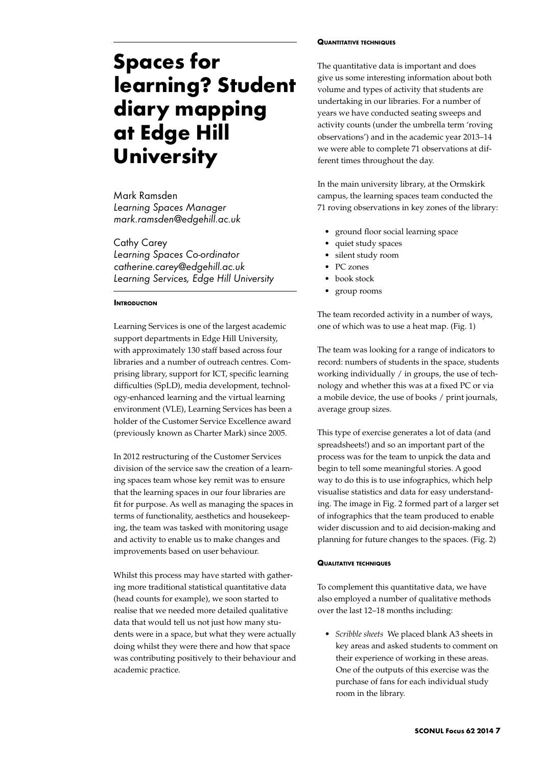# Spaces for learning? Student diary mapping at Edge Hill University

Mark Ramsden
*Learning Spaces Manager*
*mark.ramsden@edgehill.ac.uk*

Cathy Carey
*Learning Spaces Co-ordinator*
*catherine.carey@edgehill.ac.uk*
*Learning Services, Edge Hill University*

## Introduction

Learning Services is one of the largest academic support departments in Edge Hill University, with approximately 130 staff based across four libraries and a number of outreach centres. Comprising library, support for ICT, specific learning difficulties (SpLD), media development, technology-enhanced learning and the virtual learning environment (VLE), Learning Services has been a holder of the Customer Service Excellence award (previously known as Charter Mark) since 2005.

In 2012 restructuring of the Customer Services division of the service saw the creation of a learning spaces team whose key remit was to ensure that the learning spaces in our four libraries are fit for purpose. As well as managing the spaces in terms of functionality, aesthetics and housekeeping, the team was tasked with monitoring usage and activity to enable us to make changes and improvements based on user behaviour.

Whilst this process may have started with gathering more traditional statistical quantitative data (head counts for example), we soon started to realise that we needed more detailed qualitative data that would tell us not just how many students were in a space, but what they were actually doing whilst they were there and how that space was contributing positively to their behaviour and academic practice.

## Quantitative techniques

The quantitative data is important and does give us some interesting information about both volume and types of activity that students are undertaking in our libraries. For a number of years we have conducted seating sweeps and activity counts (under the umbrella term 'roving observations') and in the academic year 2013–14 we were able to complete 71 observations at different times throughout the day.

In the main university library, at the Ormskirk campus, the learning spaces team conducted the 71 roving observations in key zones of the library:

- ground floor social learning space
- quiet study spaces
- silent study room
- PC zones
- book stock
- group rooms

The team recorded activity in a number of ways, one of which was to use a heat map. (Fig. 1)

The team was looking for a range of indicators to record: numbers of students in the space, students working individually / in groups, the use of technology and whether this was at a fixed PC or via a mobile device, the use of books / print journals, average group sizes.

This type of exercise generates a lot of data (and spreadsheets!) and so an important part of the process was for the team to unpick the data and begin to tell some meaningful stories. A good way to do this is to use infographics, which help visualise statistics and data for easy understanding. The image in Fig. 2 formed part of a larger set of infographics that the team produced to enable wider discussion and to aid decision-making and planning for future changes to the spaces. (Fig. 2)

## Qualitative techniques

To complement this quantitative data, we have also employed a number of qualitative methods over the last 12–18 months including:

- *Scribble sheets* We placed blank A3 sheets in key areas and asked students to comment on their experience of working in these areas. One of the outputs of this exercise was the purchase of fans for each individual study room in the library.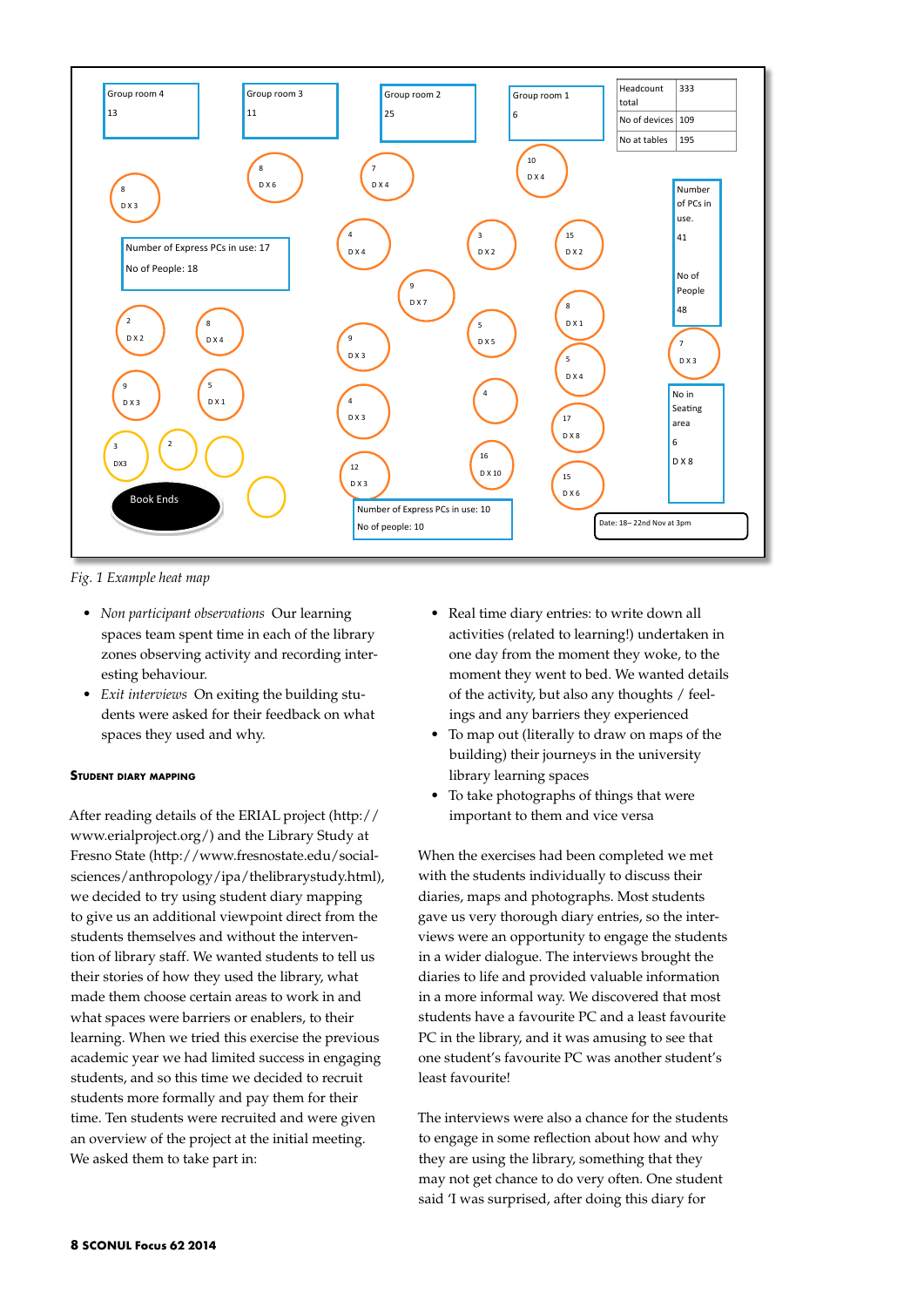*Fig. 1 Example heat map*

- *Non participant observations* Our learning spaces team spent time in each of the library zones observing activity and recording interesting behaviour.
- *Exit interviews* On exiting the building students were asked for their feedback on what spaces they used and why.

### Student diary mapping

After reading details of the ERIAL project (http://www.erialproject.org/) and the Library Study at Fresno State (http://www.fresnostate.edu/socialsciences/anthropology/ipa/thelibrarystudy.html), we decided to try using student diary mapping to give us an additional viewpoint direct from the students themselves and without the intervention of library staff. We wanted students to tell us their stories of how they used the library, what made them choose certain areas to work in and what spaces were barriers or enablers, to their learning. When we tried this exercise the previous academic year we had limited success in engaging students, and so this time we decided to recruit students more formally and pay them for their time. Ten students were recruited and were given an overview of the project at the initial meeting. We asked them to take part in:

- Real time diary entries: to write down all activities (related to learning!) undertaken in one day from the moment they woke, to the moment they went to bed. We wanted details of the activity, but also any thoughts / feelings and any barriers they experienced
- To map out (literally to draw on maps of the building) their journeys in the university library learning spaces
- To take photographs of things that were important to them and vice versa

When the exercises had been completed we met with the students individually to discuss their diaries, maps and photographs. Most students gave us very thorough diary entries, so the interviews were an opportunity to engage the students in a wider dialogue. The interviews brought the diaries to life and provided valuable information in a more informal way. We discovered that most students have a favourite PC and a least favourite PC in the library, and it was amusing to see that one student's favourite PC was another student's least favourite!

The interviews were also a chance for the students to engage in some reflection about how and why they are using the library, something that they may not get chance to do very often. One student said 'I was surprised, after doing this diary for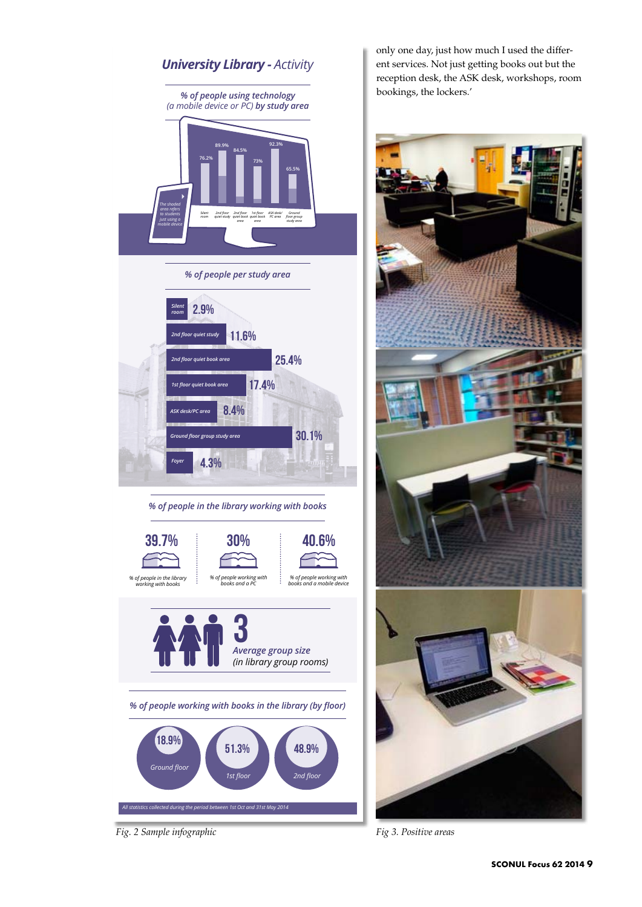only one day, just how much I used the different services. Not just getting books out but the reception desk, the ASK desk, workshops, room bookings, the lockers.'

## University Library - Activity

### % of people using technology (a mobile device or PC) by study area

| Study area | % |
|---|---|
| Silent room | 76.2% |
| 2nd floor quiet study | 89.9% |
| 2nd floor quiet book area | 84.5% |
| 1st floor quiet book area | 73% |
| ASK desk/PC area | 92.3% |
| Ground floor group study area | 65.5% |

The shaded area refers to students just using a mobile device

### % of people per study area

| Study area | % |
|---|---|
| Silent room | 2.9% |
| 2nd floor quiet study | 11.6% |
| 2nd floor quiet book area | 25.4% |
| 1st floor quiet book area | 17.4% |
| ASK desk/PC area | 8.4% |
| Ground floor group study area | 30.1% |
| Foyer | 4.3% |

### % of people in the library working with books

- 39.7% — % of people in the library working with books
- 30% — % of people working with books and a PC
- 40.6% — % of people working with books and a mobile device

**3** — Average group size (in library group rooms)

### % of people working with books in the library (by floor)

- Ground floor: 18.9%
- 1st floor: 51.3%
- 2nd floor: 48.9%

All statistics collected during the period between 1st Oct and 31st May 2014

*Fig. 2 Sample infographic*

*Fig 3. Positive areas*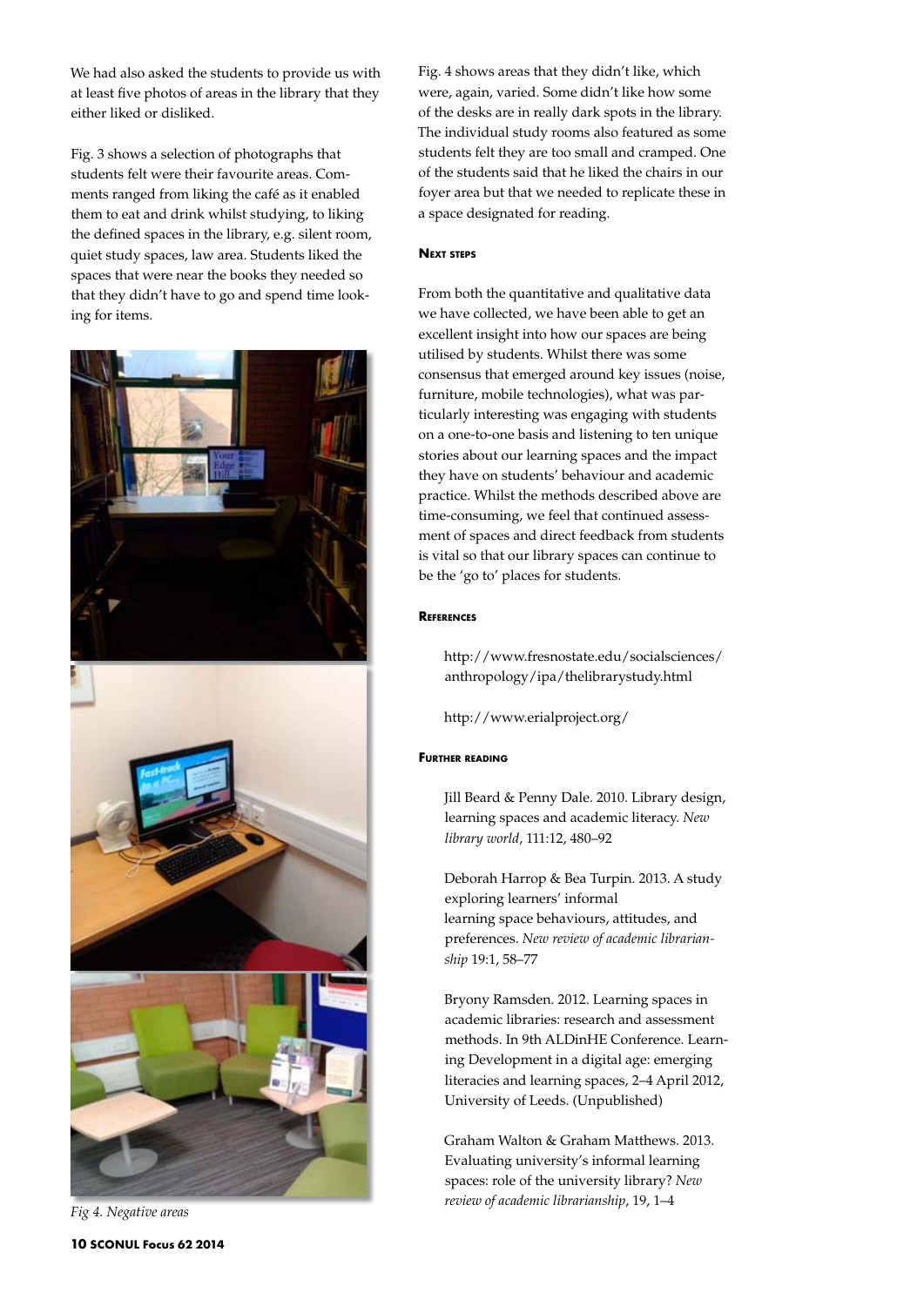We had also asked the students to provide us with at least five photos of areas in the library that they either liked or disliked.

Fig. 3 shows a selection of photographs that students felt were their favourite areas. Comments ranged from liking the café as it enabled them to eat and drink whilst studying, to liking the defined spaces in the library, e.g. silent room, quiet study spaces, law area. Students liked the spaces that were near the books they needed so that they didn't have to go and spend time looking for items.

*Fig 4. Negative areas*

Fig. 4 shows areas that they didn't like, which were, again, varied. Some didn't like how some of the desks are in really dark spots in the library. The individual study rooms also featured as some students felt they are too small and cramped. One of the students said that he liked the chairs in our foyer area but that we needed to replicate these in a space designated for reading.

#### Next steps

From both the quantitative and qualitative data we have collected, we have been able to get an excellent insight into how our spaces are being utilised by students. Whilst there was some consensus that emerged around key issues (noise, furniture, mobile technologies), what was particularly interesting was engaging with students on a one-to-one basis and listening to ten unique stories about our learning spaces and the impact they have on students' behaviour and academic practice. Whilst the methods described above are time-consuming, we feel that continued assessment of spaces and direct feedback from students is vital so that our library spaces can continue to be the 'go to' places for students.

#### References

http://www.fresnostate.edu/socialsciences/anthropology/ipa/thelibrarystudy.html

http://www.erialproject.org/

#### Further reading

Jill Beard & Penny Dale. 2010. Library design, learning spaces and academic literacy. *New library world*, 111:12, 480–92

Deborah Harrop & Bea Turpin. 2013. A study exploring learners' informal learning space behaviours, attitudes, and preferences. *New review of academic librarianship* 19:1, 58–77

Bryony Ramsden. 2012. Learning spaces in academic libraries: research and assessment methods. In 9th ALDinHE Conference. Learning Development in a digital age: emerging literacies and learning spaces, 2–4 April 2012, University of Leeds. (Unpublished)

Graham Walton & Graham Matthews. 2013. Evaluating university's informal learning spaces: role of the university library? *New review of academic librarianship*, 19, 1–4